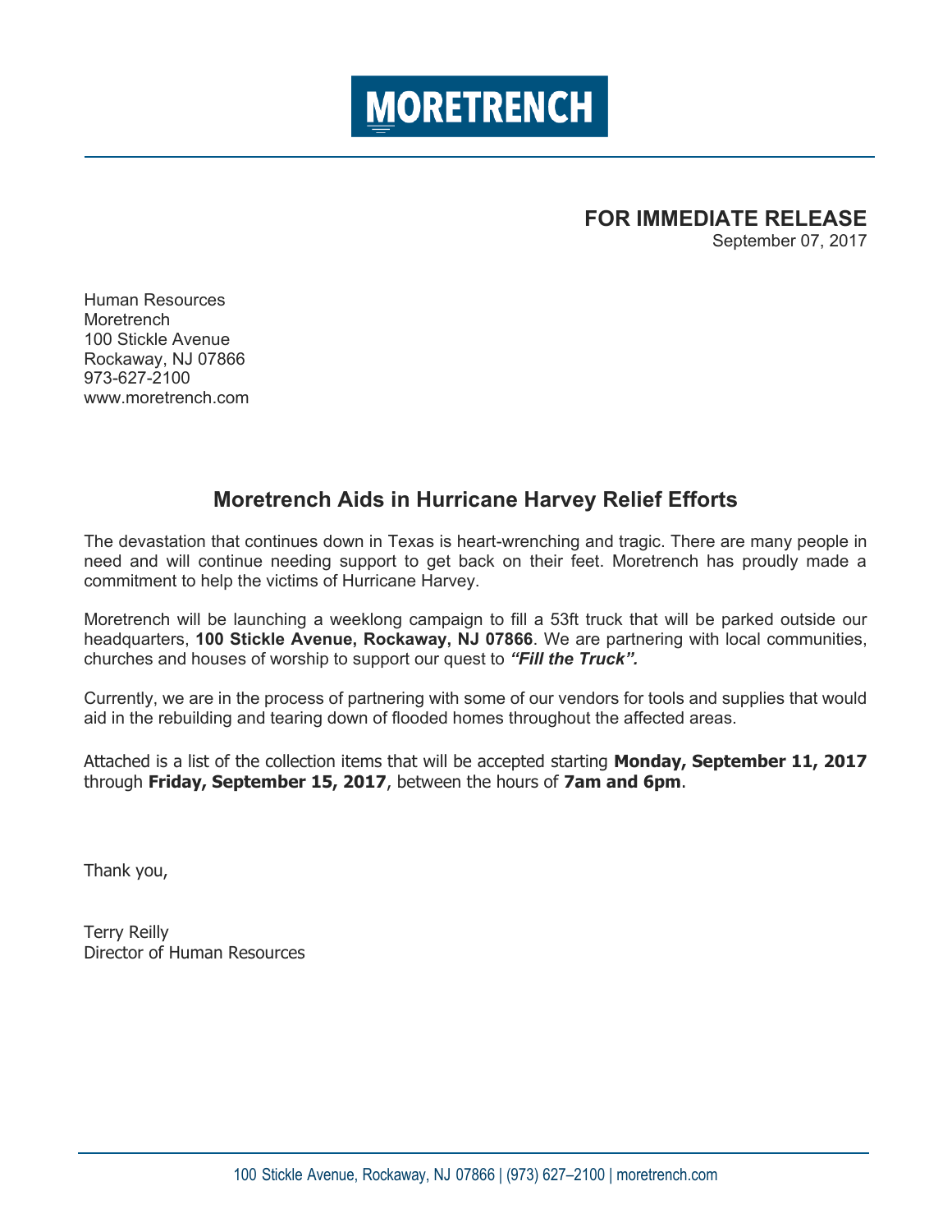# MORETRENCH

**FOR IMMEDIATE RELEASE**
September 07, 2017

Human Resources
Moretrench
100 Stickle Avenue
Rockaway, NJ 07866
973-627-2100
www.moretrench.com

## Moretrench Aids in Hurricane Harvey Relief Efforts

The devastation that continues down in Texas is heart-wrenching and tragic. There are many people in need and will continue needing support to get back on their feet. Moretrench has proudly made a commitment to help the victims of Hurricane Harvey.

Moretrench will be launching a weeklong campaign to fill a 53ft truck that will be parked outside our headquarters, **100 Stickle Avenue, Rockaway, NJ 07866**. We are partnering with local communities, churches and houses of worship to support our quest to ***"Fill the Truck".***

Currently, we are in the process of partnering with some of our vendors for tools and supplies that would aid in the rebuilding and tearing down of flooded homes throughout the affected areas.

Attached is a list of the collection items that will be accepted starting **Monday, September 11, 2017** through **Friday, September 15, 2017**, between the hours of **7am and 6pm**.

Thank you,

Terry Reilly
Director of Human Resources

100 Stickle Avenue, Rockaway, NJ 07866 | (973) 627–2100 | moretrench.com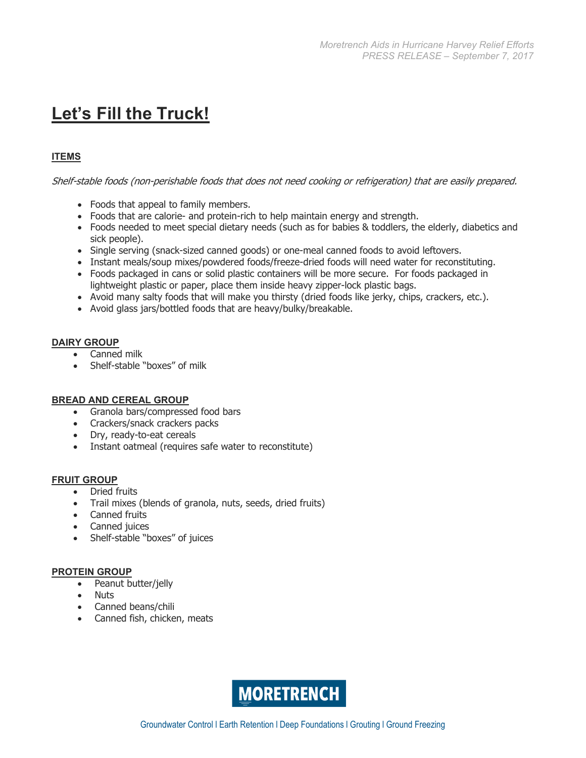# Let's Fill the Truck!

## ITEMS

*Shelf-stable foods (non-perishable foods that does not need cooking or refrigeration) that are easily prepared.*

- Foods that appeal to family members.
- Foods that are calorie- and protein-rich to help maintain energy and strength.
- Foods needed to meet special dietary needs (such as for babies & toddlers, the elderly, diabetics and sick people).
- Single serving (snack-sized canned goods) or one-meal canned foods to avoid leftovers.
- Instant meals/soup mixes/powdered foods/freeze-dried foods will need water for reconstituting.
- Foods packaged in cans or solid plastic containers will be more secure. For foods packaged in lightweight plastic or paper, place them inside heavy zipper-lock plastic bags.
- Avoid many salty foods that will make you thirsty (dried foods like jerky, chips, crackers, etc.).
- Avoid glass jars/bottled foods that are heavy/bulky/breakable.

## DAIRY GROUP

- Canned milk
- Shelf-stable "boxes" of milk

## BREAD AND CEREAL GROUP

- Granola bars/compressed food bars
- Crackers/snack crackers packs
- Dry, ready-to-eat cereals
- Instant oatmeal (requires safe water to reconstitute)

## FRUIT GROUP

- Dried fruits
- Trail mixes (blends of granola, nuts, seeds, dried fruits)
- Canned fruits
- Canned juices
- Shelf-stable "boxes" of juices

## PROTEIN GROUP

- Peanut butter/jelly
- Nuts
- Canned beans/chili
- Canned fish, chicken, meats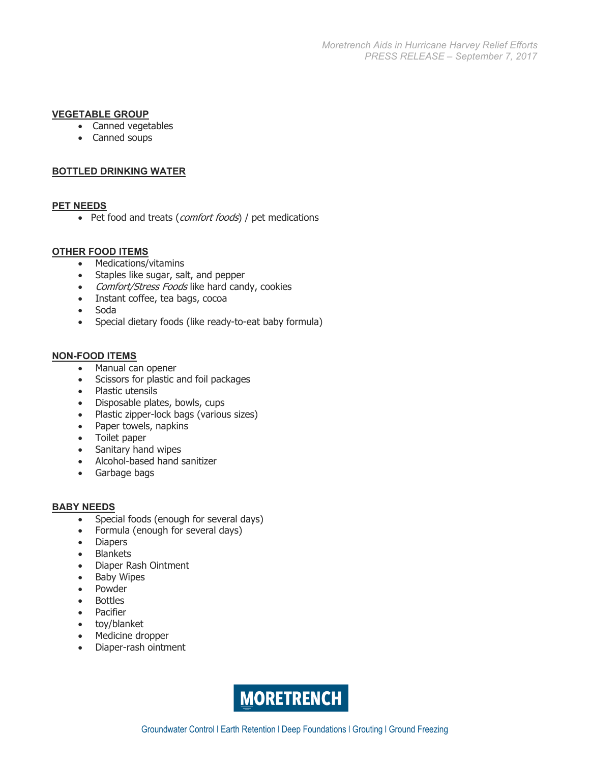**VEGETABLE GROUP**

- Canned vegetables
- Canned soups

**BOTTLED DRINKING WATER**

**PET NEEDS**

- Pet food and treats (*comfort foods*) / pet medications

**OTHER FOOD ITEMS**

- Medications/vitamins
- Staples like sugar, salt, and pepper
- *Comfort/Stress Foods* like hard candy, cookies
- Instant coffee, tea bags, cocoa
- Soda
- Special dietary foods (like ready-to-eat baby formula)

**NON-FOOD ITEMS**

- Manual can opener
- Scissors for plastic and foil packages
- Plastic utensils
- Disposable plates, bowls, cups
- Plastic zipper-lock bags (various sizes)
- Paper towels, napkins
- Toilet paper
- Sanitary hand wipes
- Alcohol-based hand sanitizer
- Garbage bags

**BABY NEEDS**

- Special foods (enough for several days)
- Formula (enough for several days)
- Diapers
- Blankets
- Diaper Rash Ointment
- Baby Wipes
- Powder
- Bottles
- Pacifier
- toy/blanket
- Medicine dropper
- Diaper-rash ointment